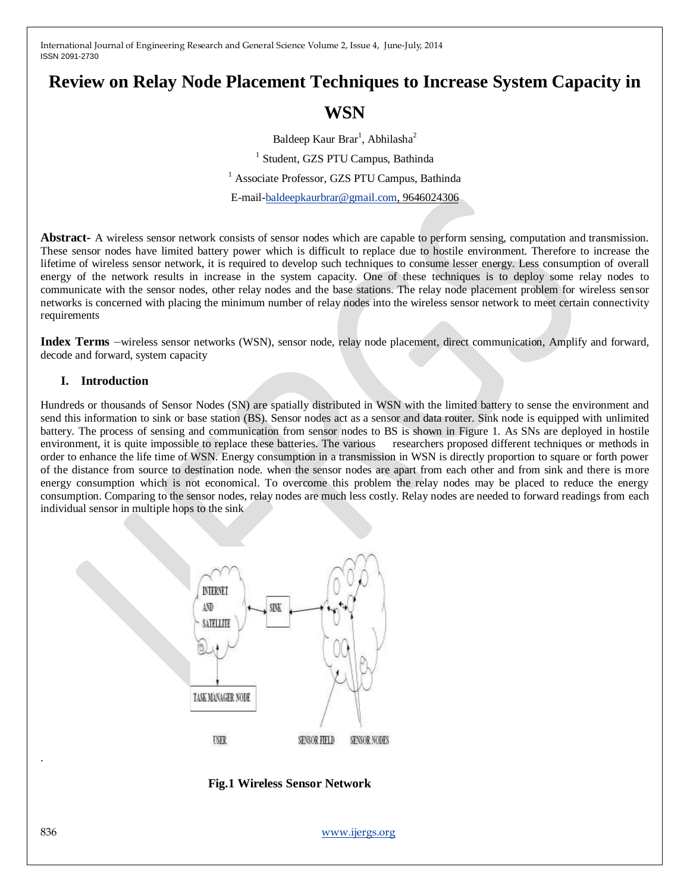# Review on Relay Node Placement Techniques to Increase System Capacity in WSN

Baldeep Kaur Brar[1], Abhilasha[2]

[1] Student, GZS PTU Campus, Bathinda

[1] Associate Professor, GZS PTU Campus, Bathinda

E-mail-baldeepkaurbrar@gmail.com, 9646024306

**Abstract-** A wireless sensor network consists of sensor nodes which are capable to perform sensing, computation and transmission. These sensor nodes have limited battery power which is difficult to replace due to hostile environment. Therefore to increase the lifetime of wireless sensor network, it is required to develop such techniques to consume lesser energy. Less consumption of overall energy of the network results in increase in the system capacity. One of these techniques is to deploy some relay nodes to communicate with the sensor nodes, other relay nodes and the base stations. The relay node placement problem for wireless sensor networks is concerned with placing the minimum number of relay nodes into the wireless sensor network to meet certain connectivity requirements

**Index Terms** –wireless sensor networks (WSN), sensor node, relay node placement, direct communication, Amplify and forward, decode and forward, system capacity

## I. Introduction

Hundreds or thousands of Sensor Nodes (SN) are spatially distributed in WSN with the limited battery to sense the environment and send this information to sink or base station (BS). Sensor nodes act as a sensor and data router. Sink node is equipped with unlimited battery. The process of sensing and communication from sensor nodes to BS is shown in Figure 1. As SNs are deployed in hostile environment, it is quite impossible to replace these batteries. The various researchers proposed different techniques or methods in order to enhance the life time of WSN. Energy consumption in a transmission in WSN is directly proportion to square or forth power of the distance from source to destination node. when the sensor nodes are apart from each other and from sink and there is more energy consumption which is not economical. To overcome this problem the relay nodes may be placed to reduce the energy consumption. Comparing to the sensor nodes, relay nodes are much less costly. Relay nodes are needed to forward readings from each individual sensor in multiple hops to the sink

**Fig.1 Wireless Sensor Network**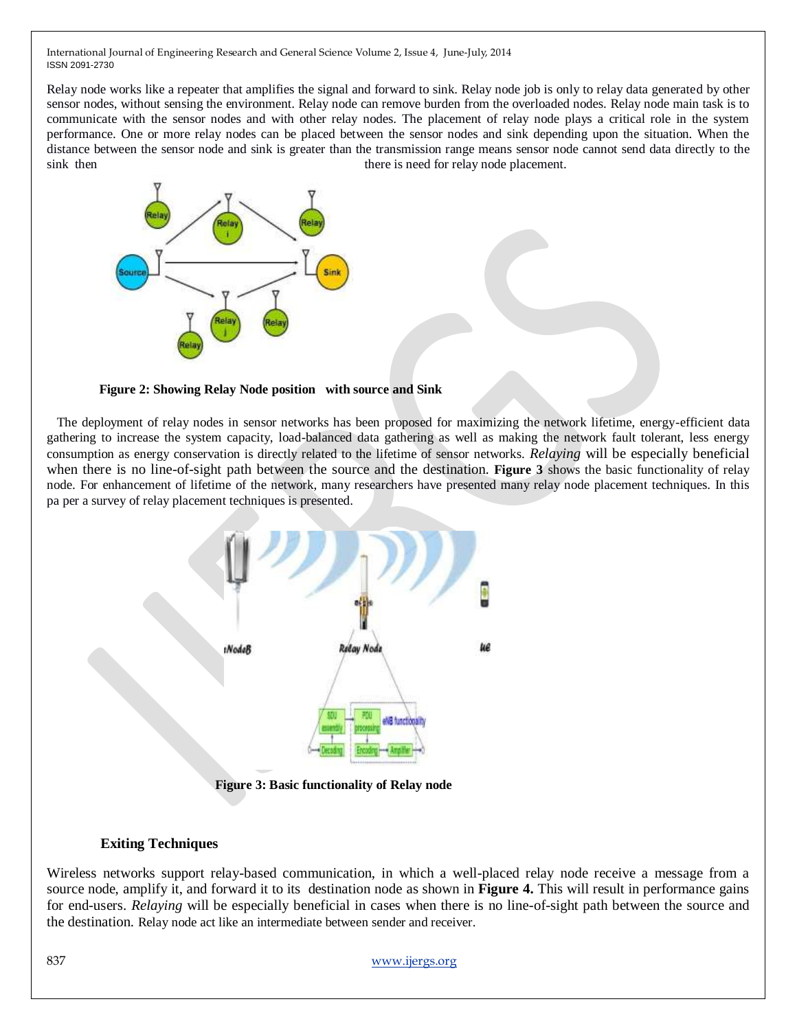Relay node works like a repeater that amplifies the signal and forward to sink. Relay node job is only to relay data generated by other sensor nodes, without sensing the environment. Relay node can remove burden from the overloaded nodes. Relay node main task is to communicate with the sensor nodes and with other relay nodes. The placement of relay node plays a critical role in the system performance. One or more relay nodes can be placed between the sensor nodes and sink depending upon the situation. When the distance between the sensor node and sink is greater than the transmission range means sensor node cannot send data directly to the sink then there is need for relay node placement.

**Figure 2: Showing Relay Node position with source and Sink**

The deployment of relay nodes in sensor networks has been proposed for maximizing the network lifetime, energy-efficient data gathering to increase the system capacity, load-balanced data gathering as well as making the network fault tolerant, less energy consumption as energy conservation is directly related to the lifetime of sensor networks. *Relaying* will be especially beneficial when there is no line-of-sight path between the source and the destination. **Figure 3** shows the basic functionality of relay node. For enhancement of lifetime of the network, many researchers have presented many relay node placement techniques. In this pa per a survey of relay placement techniques is presented.

**Figure 3: Basic functionality of Relay node**

### Exiting Techniques

Wireless networks support relay-based communication, in which a well-placed relay node receive a message from a source node, amplify it, and forward it to its destination node as shown in **Figure 4.** This will result in performance gains for end-users. *Relaying* will be especially beneficial in cases when there is no line-of-sight path between the source and the destination. Relay node act like an intermediate between sender and receiver.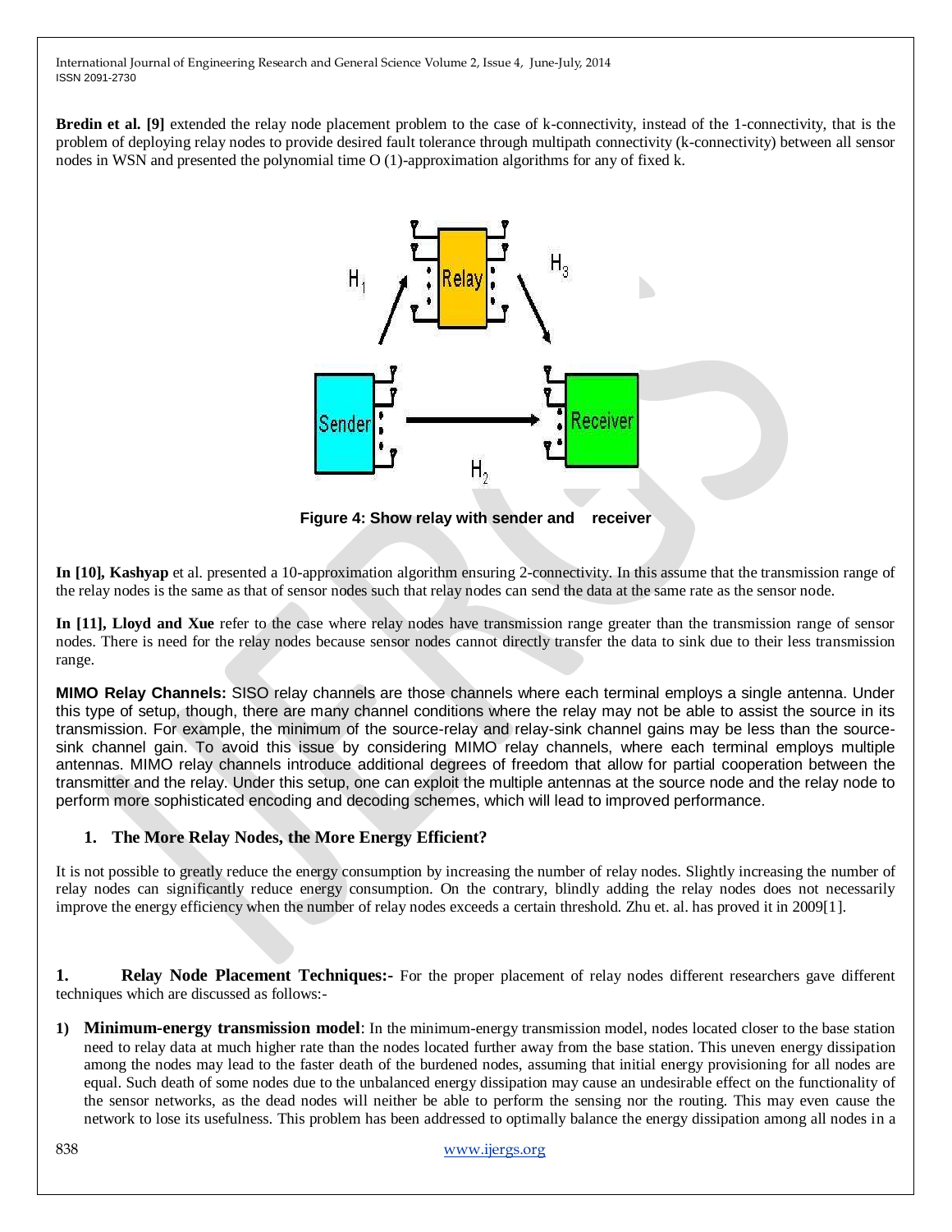**Bredin et al. [9]** extended the relay node placement problem to the case of k-connectivity, instead of the 1-connectivity, that is the problem of deploying relay nodes to provide desired fault tolerance through multipath connectivity (k-connectivity) between all sensor nodes in WSN and presented the polynomial time O (1)-approximation algorithms for any of fixed k.

**Figure 4: Show relay with sender and receiver**

**In [10], Kashyap** et al. presented a 10-approximation algorithm ensuring 2-connectivity. In this assume that the transmission range of the relay nodes is the same as that of sensor nodes such that relay nodes can send the data at the same rate as the sensor node.

**In [11], Lloyd and Xue** refer to the case where relay nodes have transmission range greater than the transmission range of sensor nodes. There is need for the relay nodes because sensor nodes cannot directly transfer the data to sink due to their less transmission range.

**MIMO Relay Channels:** SISO relay channels are those channels where each terminal employs a single antenna. Under this type of setup, though, there are many channel conditions where the relay may not be able to assist the source in its transmission. For example, the minimum of the source-relay and relay-sink channel gains may be less than the source-sink channel gain. To avoid this issue by considering MIMO relay channels, where each terminal employs multiple antennas. MIMO relay channels introduce additional degrees of freedom that allow for partial cooperation between the transmitter and the relay. Under this setup, one can exploit the multiple antennas at the source node and the relay node to perform more sophisticated encoding and decoding schemes, which will lead to improved performance.

## 1. The More Relay Nodes, the More Energy Efficient?

It is not possible to greatly reduce the energy consumption by increasing the number of relay nodes. Slightly increasing the number of relay nodes can significantly reduce energy consumption. On the contrary, blindly adding the relay nodes does not necessarily improve the energy efficiency when the number of relay nodes exceeds a certain threshold. Zhu et. al. has proved it in 2009[1].

## 1. Relay Node Placement Techniques:-

For the proper placement of relay nodes different researchers gave different techniques which are discussed as follows:-

1) **Minimum-energy transmission model**: In the minimum-energy transmission model, nodes located closer to the base station need to relay data at much higher rate than the nodes located further away from the base station. This uneven energy dissipation among the nodes may lead to the faster death of the burdened nodes, assuming that initial energy provisioning for all nodes are equal. Such death of some nodes due to the unbalanced energy dissipation may cause an undesirable effect on the functionality of the sensor networks, as the dead nodes will neither be able to perform the sensing nor the routing. This may even cause the network to lose its usefulness. This problem has been addressed to optimally balance the energy dissipation among all nodes in a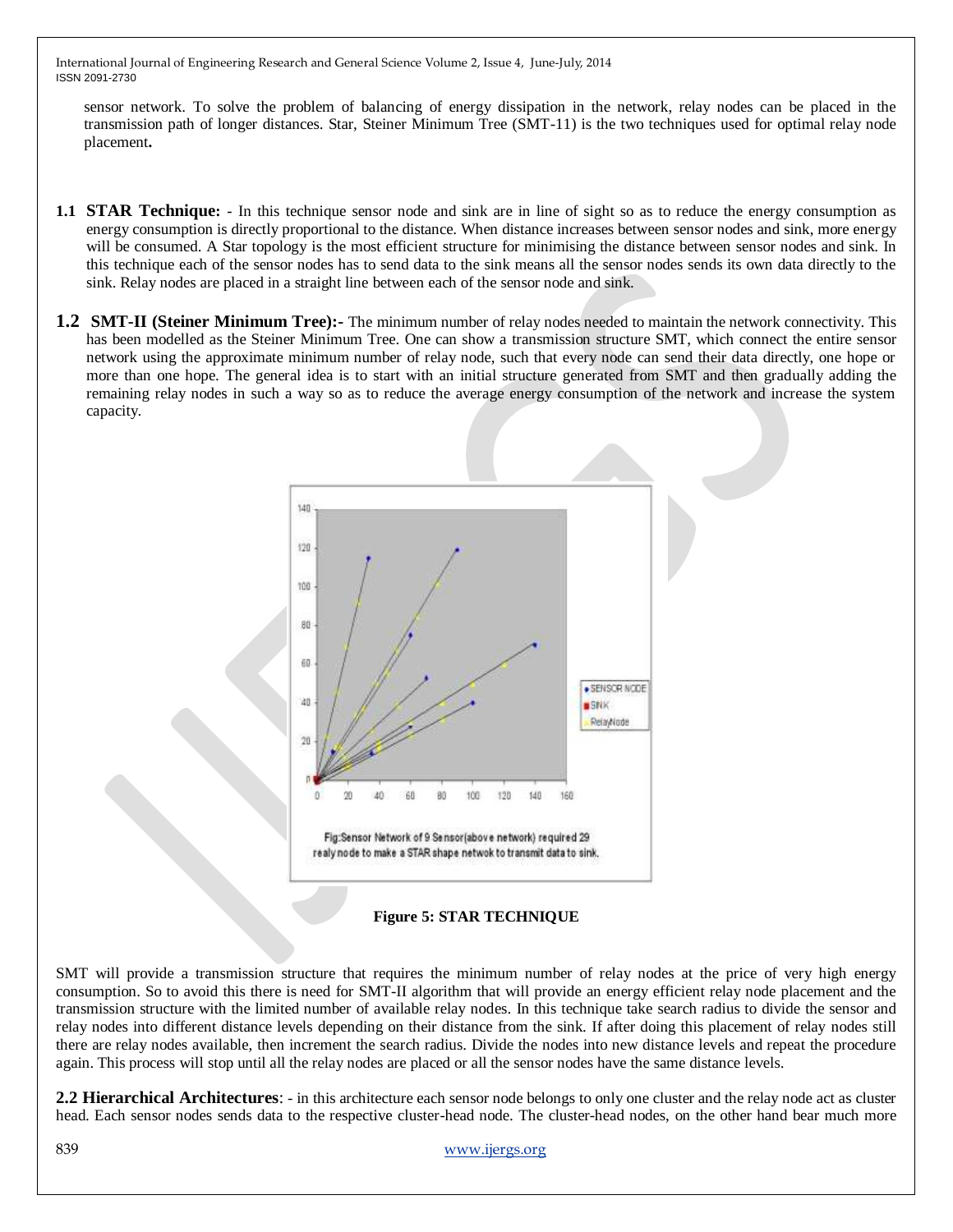sensor network. To solve the problem of balancing of energy dissipation in the network, relay nodes can be placed in the transmission path of longer distances. Star, Steiner Minimum Tree (SMT-11) is the two techniques used for optimal relay node placement**.**

### 1.1 STAR Technique:

- In this technique sensor node and sink are in line of sight so as to reduce the energy consumption as energy consumption is directly proportional to the distance. When distance increases between sensor nodes and sink, more energy will be consumed. A Star topology is the most efficient structure for minimising the distance between sensor nodes and sink. In this technique each of the sensor nodes has to send data to the sink means all the sensor nodes sends its own data directly to the sink. Relay nodes are placed in a straight line between each of the sensor node and sink.

### 1.2 SMT-II (Steiner Minimum Tree):-

The minimum number of relay nodes needed to maintain the network connectivity. This has been modelled as the Steiner Minimum Tree. One can show a transmission structure SMT, which connect the entire sensor network using the approximate minimum number of relay node, such that every node can send their data directly, one hope or more than one hope. The general idea is to start with an initial structure generated from SMT and then gradually adding the remaining relay nodes in such a way so as to reduce the average energy consumption of the network and increase the system capacity.

Fig:Sensor Network of 9 Sensor(above network) required 29 realy node to make a STAR shape netwok to transmit data to sink.

**Figure 5: STAR TECHNIQUE**

SMT will provide a transmission structure that requires the minimum number of relay nodes at the price of very high energy consumption. So to avoid this there is need for SMT-II algorithm that will provide an energy efficient relay node placement and the transmission structure with the limited number of available relay nodes. In this technique take search radius to divide the sensor and relay nodes into different distance levels depending on their distance from the sink. If after doing this placement of relay nodes still there are relay nodes available, then increment the search radius. Divide the nodes into new distance levels and repeat the procedure again. This process will stop until all the relay nodes are placed or all the sensor nodes have the same distance levels.

## 2.2 Hierarchical Architectures:

- in this architecture each sensor node belongs to only one cluster and the relay node act as cluster head. Each sensor nodes sends data to the respective cluster-head node. The cluster-head nodes, on the other hand bear much more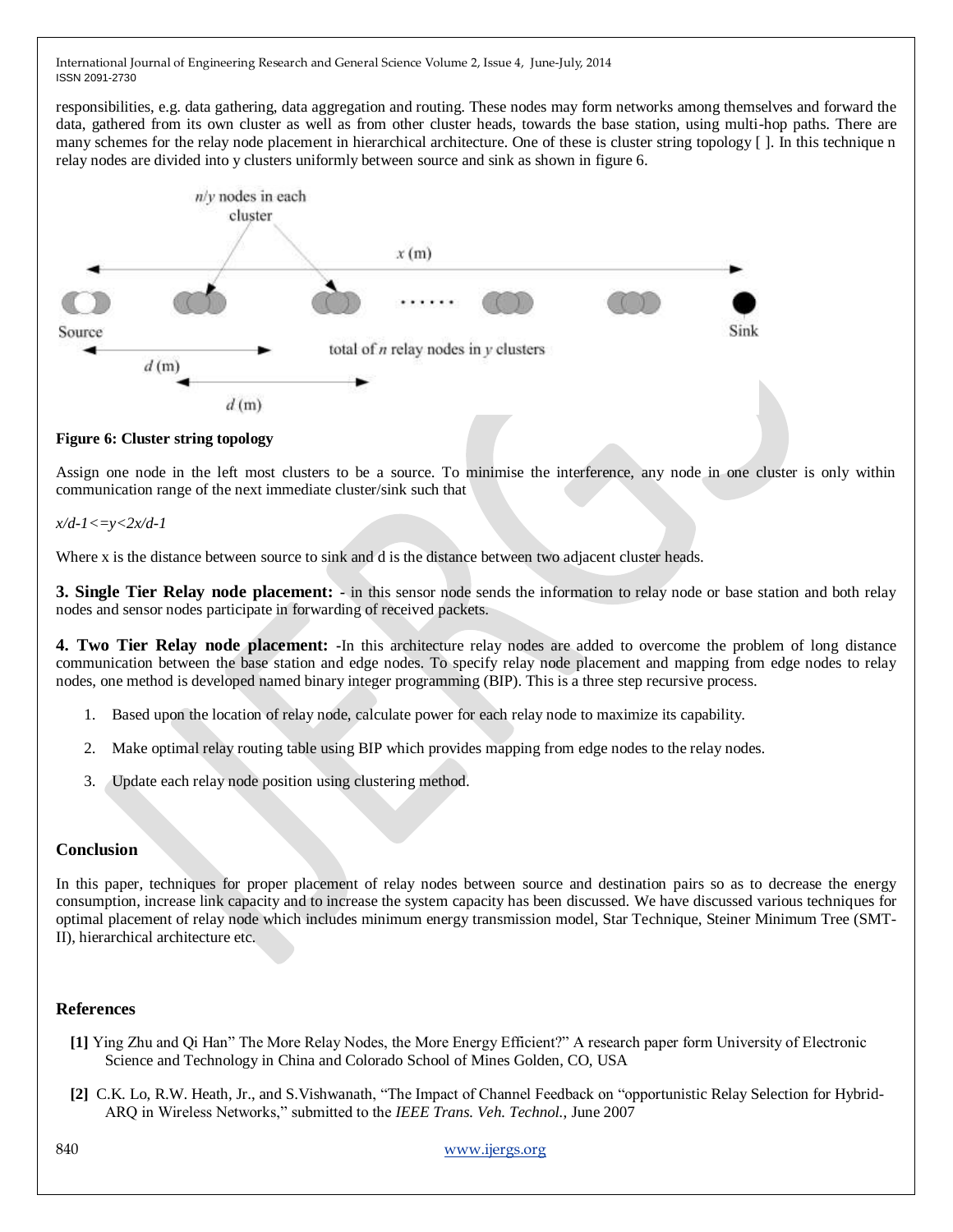responsibilities, e.g. data gathering, data aggregation and routing. These nodes may form networks among themselves and forward the data, gathered from its own cluster as well as from other cluster heads, towards the base station, using multi-hop paths. There are many schemes for the relay node placement in hierarchical architecture. One of these is cluster string topology [ ]. In this technique n relay nodes are divided into y clusters uniformly between source and sink as shown in figure 6.

**Figure 6: Cluster string topology**

Assign one node in the left most clusters to be a source. To minimise the interference, any node in one cluster is only within communication range of the next immediate cluster/sink such that

$x/d-1<=y<2x/d-1$

Where x is the distance between source to sink and d is the distance between two adjacent cluster heads.

**3. Single Tier Relay node placement:** - in this sensor node sends the information to relay node or base station and both relay nodes and sensor nodes participate in forwarding of received packets.

**4. Two Tier Relay node placement: -**In this architecture relay nodes are added to overcome the problem of long distance communication between the base station and edge nodes. To specify relay node placement and mapping from edge nodes to relay nodes, one method is developed named binary integer programming (BIP). This is a three step recursive process.

1. Based upon the location of relay node, calculate power for each relay node to maximize its capability.
2. Make optimal relay routing table using BIP which provides mapping from edge nodes to the relay nodes.
3. Update each relay node position using clustering method.

## Conclusion

In this paper, techniques for proper placement of relay nodes between source and destination pairs so as to decrease the energy consumption, increase link capacity and to increase the system capacity has been discussed. We have discussed various techniques for optimal placement of relay node which includes minimum energy transmission model, Star Technique, Steiner Minimum Tree (SMT-II), hierarchical architecture etc.

## References

**[1]** Ying Zhu and Qi Han" The More Relay Nodes, the More Energy Efficient?" A research paper form University of Electronic Science and Technology in China and Colorado School of Mines Golden, CO, USA

**[2]** C.K. Lo, R.W. Heath, Jr., and S.Vishwanath, "The Impact of Channel Feedback on "opportunistic Relay Selection for Hybrid-ARQ in Wireless Networks," submitted to the *IEEE Trans. Veh. Technol.,* June 2007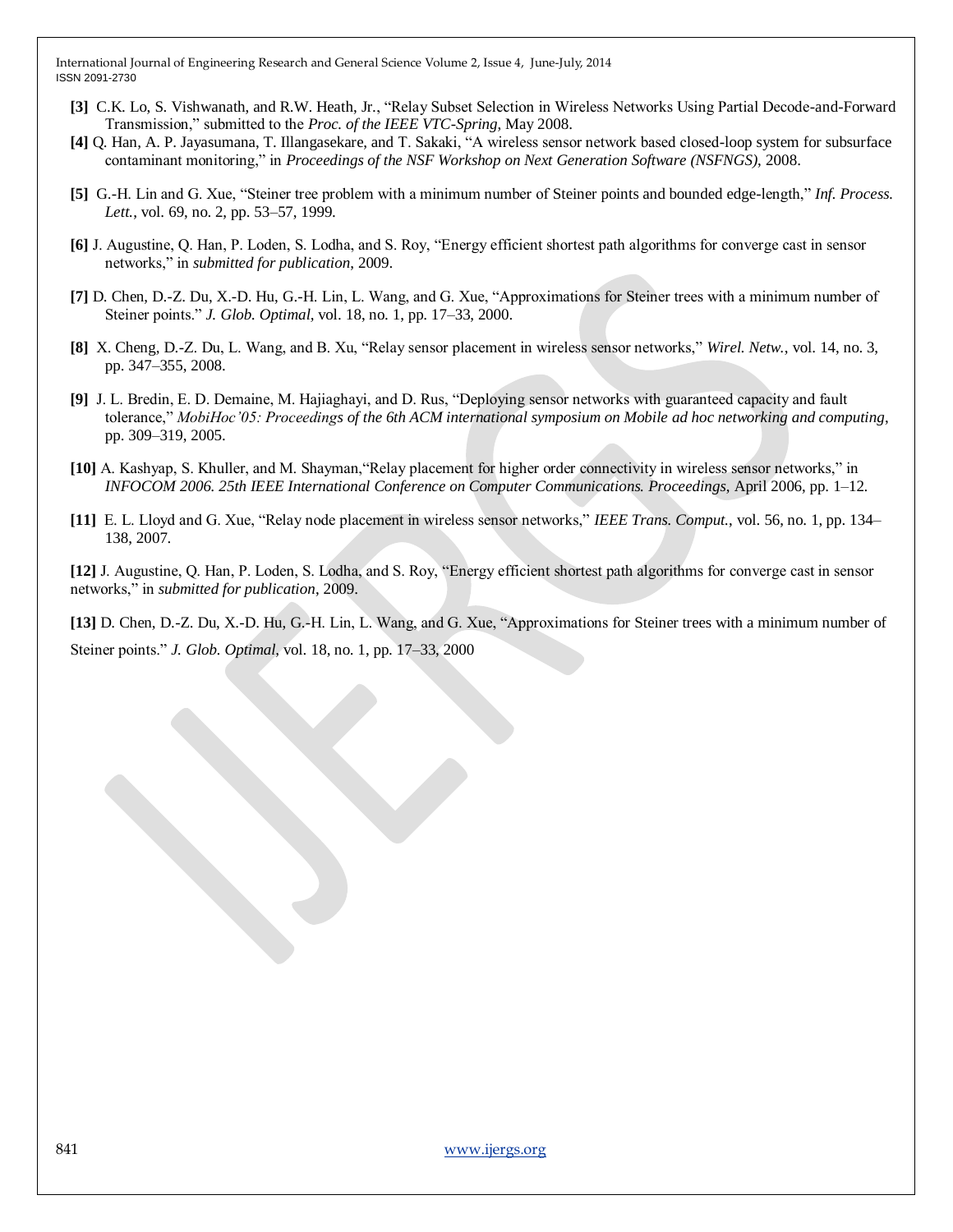**[3]** C.K. Lo, S. Vishwanath, and R.W. Heath, Jr., "Relay Subset Selection in Wireless Networks Using Partial Decode-and-Forward Transmission," submitted to the *Proc. of the IEEE VTC-Spring*, May 2008.

**[4]** Q. Han, A. P. Jayasumana, T. Illangasekare, and T. Sakaki, "A wireless sensor network based closed-loop system for subsurface contaminant monitoring," in *Proceedings of the NSF Workshop on Next Generation Software (NSFNGS)*, 2008.

**[5]** G.-H. Lin and G. Xue, "Steiner tree problem with a minimum number of Steiner points and bounded edge-length," *Inf. Process. Lett.*, vol. 69, no. 2, pp. 53–57, 1999.

**[6]** J. Augustine, Q. Han, P. Loden, S. Lodha, and S. Roy, "Energy efficient shortest path algorithms for converge cast in sensor networks," in *submitted for publication*, 2009.

**[7]** D. Chen, D.-Z. Du, X.-D. Hu, G.-H. Lin, L. Wang, and G. Xue, "Approximations for Steiner trees with a minimum number of Steiner points." *J. Glob. Optimal*, vol. 18, no. 1, pp. 17–33, 2000.

**[8]** X. Cheng, D.-Z. Du, L. Wang, and B. Xu, "Relay sensor placement in wireless sensor networks," *Wirel. Netw.*, vol. 14, no. 3, pp. 347–355, 2008.

**[9]** J. L. Bredin, E. D. Demaine, M. Hajiaghayi, and D. Rus, "Deploying sensor networks with guaranteed capacity and fault tolerance," *MobiHoc'05: Proceedings of the 6th ACM international symposium on Mobile ad hoc networking and computing*, pp. 309–319, 2005.

**[10]** A. Kashyap, S. Khuller, and M. Shayman,"Relay placement for higher order connectivity in wireless sensor networks," in *INFOCOM 2006. 25th IEEE International Conference on Computer Communications. Proceedings*, April 2006, pp. 1–12.

**[11]** E. L. Lloyd and G. Xue, "Relay node placement in wireless sensor networks," *IEEE Trans. Comput.*, vol. 56, no. 1, pp. 134–138, 2007.

**[12]** J. Augustine, Q. Han, P. Loden, S. Lodha, and S. Roy, "Energy efficient shortest path algorithms for converge cast in sensor networks," in *submitted for publication*, 2009.

**[13]** D. Chen, D.-Z. Du, X.-D. Hu, G.-H. Lin, L. Wang, and G. Xue, "Approximations for Steiner trees with a minimum number of Steiner points." *J. Glob. Optimal*, vol. 18, no. 1, pp. 17–33, 2000